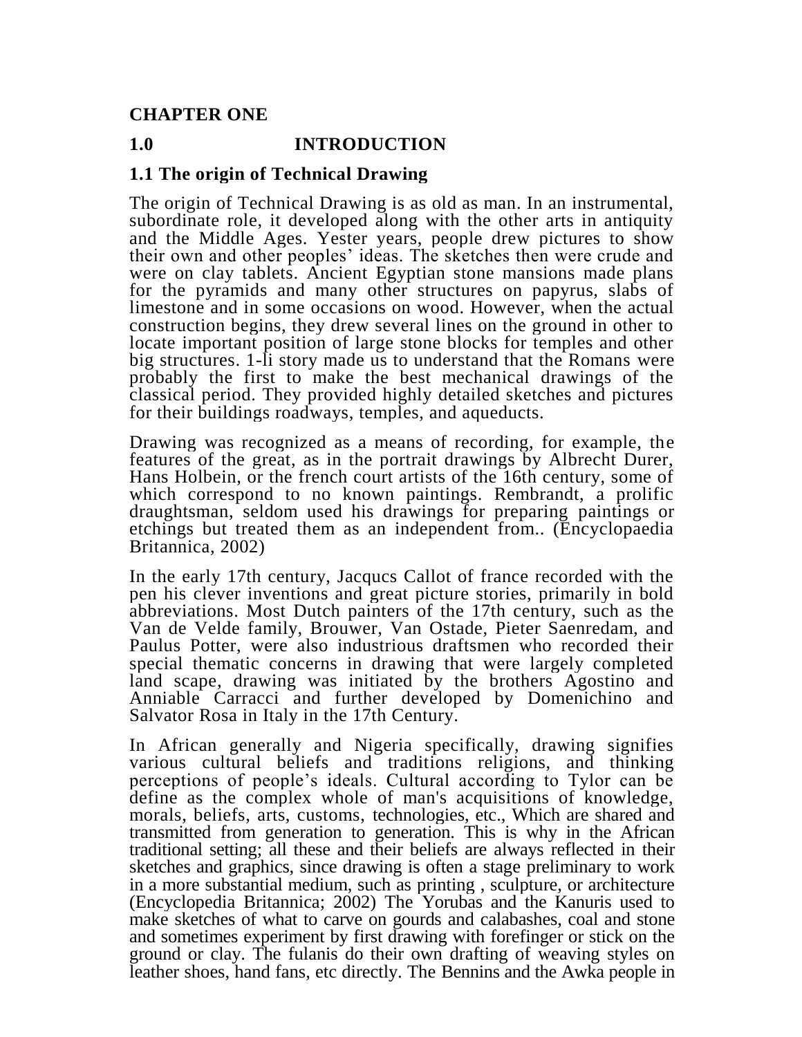# CHAPTER ONE

## 1.0 INTRODUCTION

### 1.1 The origin of Technical Drawing

The origin of Technical Drawing is as old as man. In an instrumental, subordinate role, it developed along with the other arts in antiquity and the Middle Ages. Yester years, people drew pictures to show their own and other peoples' ideas. The sketches then were crude and were on clay tablets. Ancient Egyptian stone mansions made plans for the pyramids and many other structures on papyrus, slabs of limestone and in some occasions on wood. However, when the actual construction begins, they drew several lines on the ground in other to locate important position of large stone blocks for temples and other big structures. 1-li story made us to understand that the Romans were probably the first to make the best mechanical drawings of the classical period. They provided highly detailed sketches and pictures for their buildings roadways, temples, and aqueducts.

Drawing was recognized as a means of recording, for example, the features of the great, as in the portrait drawings by Albrecht Durer, Hans Holbein, or the french court artists of the 16th century, some of which correspond to no known paintings. Rembrandt, a prolific draughtsman, seldom used his drawings for preparing paintings or etchings but treated them as an independent from.. (Encyclopaedia Britannica, 2002)

In the early 17th century, Jacqucs Callot of france recorded with the pen his clever inventions and great picture stories, primarily in bold abbreviations. Most Dutch painters of the 17th century, such as the Van de Velde family, Brouwer, Van Ostade, Pieter Saenredam, and Paulus Potter, were also industrious draftsmen who recorded their special thematic concerns in drawing that were largely completed land scape, drawing was initiated by the brothers Agostino and Anniable Carracci and further developed by Domenichino and Salvator Rosa in Italy in the 17th Century.

In African generally and Nigeria specifically, drawing signifies various cultural beliefs and traditions religions, and thinking perceptions of people's ideals. Cultural according to Tylor can be define as the complex whole of man's acquisitions of knowledge, morals, beliefs, arts, customs, technologies, etc., Which are shared and transmitted from generation to generation. This is why in the African traditional setting; all these and their beliefs are always reflected in their sketches and graphics, since drawing is often a stage preliminary to work in a more substantial medium, such as printing , sculpture, or architecture (Encyclopedia Britannica; 2002) The Yorubas and the Kanuris used to make sketches of what to carve on gourds and calabashes, coal and stone and sometimes experiment by first drawing with forefinger or stick on the ground or clay. The fulanis do their own drafting of weaving styles on leather shoes, hand fans, etc directly. The Bennins and the Awka people in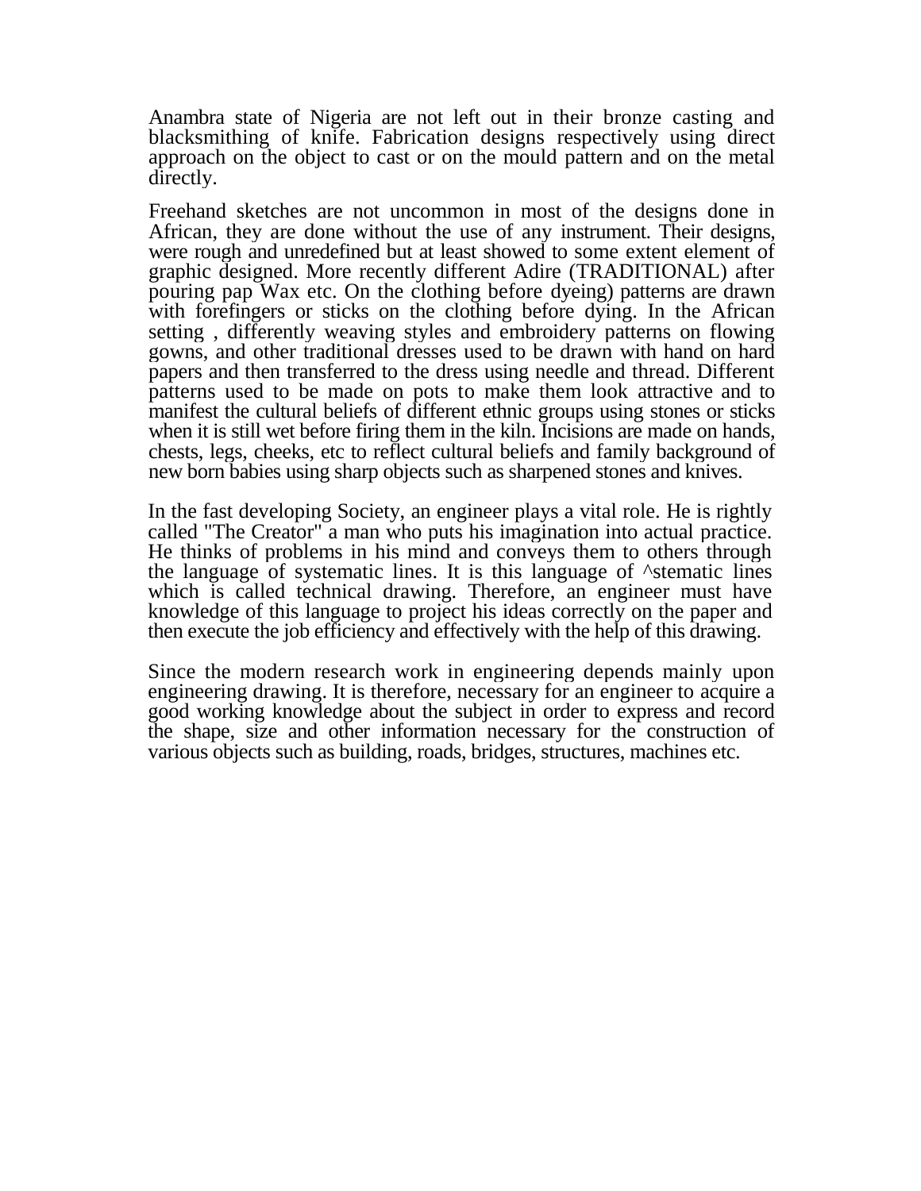Anambra state of Nigeria are not left out in their bronze casting and blacksmithing of knife. Fabrication designs respectively using direct approach on the object to cast or on the mould pattern and on the metal directly.

Freehand sketches are not uncommon in most of the designs done in African, they are done without the use of any instrument. Their designs, were rough and unredefined but at least showed to some extent element of graphic designed. More recently different Adire (TRADITIONAL) after pouring pap Wax etc. On the clothing before dyeing) patterns are drawn with forefingers or sticks on the clothing before dying. In the African setting , differently weaving styles and embroidery patterns on flowing gowns, and other traditional dresses used to be drawn with hand on hard papers and then transferred to the dress using needle and thread. Different patterns used to be made on pots to make them look attractive and to manifest the cultural beliefs of different ethnic groups using stones or sticks when it is still wet before firing them in the kiln. Incisions are made on hands, chests, legs, cheeks, etc to reflect cultural beliefs and family background of new born babies using sharp objects such as sharpened stones and knives.

In the fast developing Society, an engineer plays a vital role. He is rightly called "The Creator" a man who puts his imagination into actual practice. He thinks of problems in his mind and conveys them to others through the language of systematic lines. It is this language of ^stematic lines which is called technical drawing. Therefore, an engineer must have knowledge of this language to project his ideas correctly on the paper and then execute the job efficiency and effectively with the help of this drawing.

Since the modern research work in engineering depends mainly upon engineering drawing. It is therefore, necessary for an engineer to acquire a good working knowledge about the subject in order to express and record the shape, size and other information necessary for the construction of various objects such as building, roads, bridges, structures, machines etc.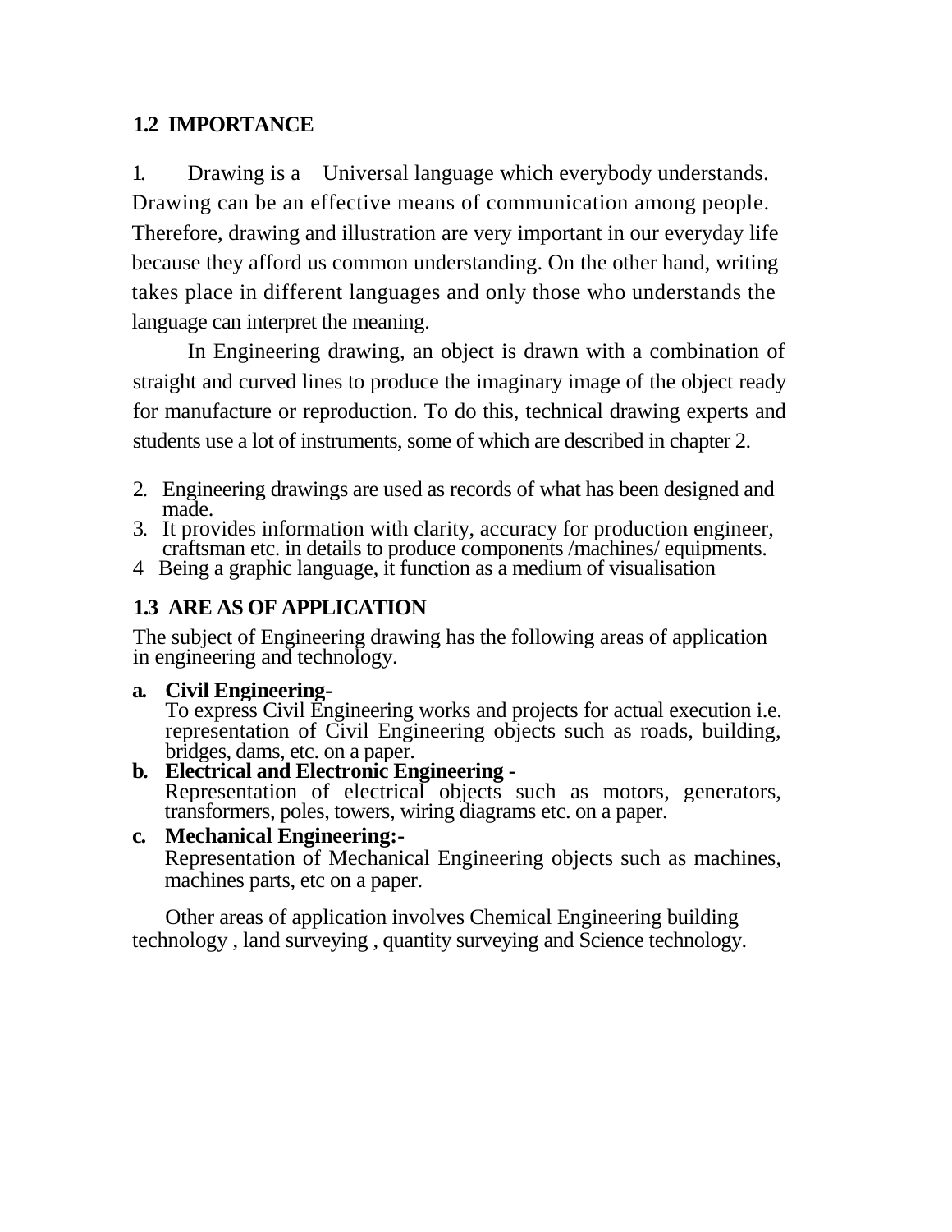## 1.2 IMPORTANCE

1. Drawing is a Universal language which everybody understands. Drawing can be an effective means of communication among people. Therefore, drawing and illustration are very important in our everyday life because they afford us common understanding. On the other hand, writing takes place in different languages and only those who understands the language can interpret the meaning.

   In Engineering drawing, an object is drawn with a combination of straight and curved lines to produce the imaginary image of the object ready for manufacture or reproduction. To do this, technical drawing experts and students use a lot of instruments, some of which are described in chapter 2.

2. Engineering drawings are used as records of what has been designed and made.
3. It provides information with clarity, accuracy for production engineer, craftsman etc. in details to produce components /machines/ equipments.
4. Being a graphic language, it function as a medium of visualisation

## 1.3 ARE AS OF APPLICATION

The subject of Engineering drawing has the following areas of application in engineering and technology.

a. **Civil Engineering-**
   To express Civil Engineering works and projects for actual execution i.e. representation of Civil Engineering objects such as roads, building, bridges, dams, etc. on a paper.
b. **Electrical and Electronic Engineering -**
   Representation of electrical objects such as motors, generators, transformers, poles, towers, wiring diagrams etc. on a paper.
c. **Mechanical Engineering:-**
   Representation of Mechanical Engineering objects such as machines, machines parts, etc on a paper.

Other areas of application involves Chemical Engineering building technology , land surveying , quantity surveying and Science technology.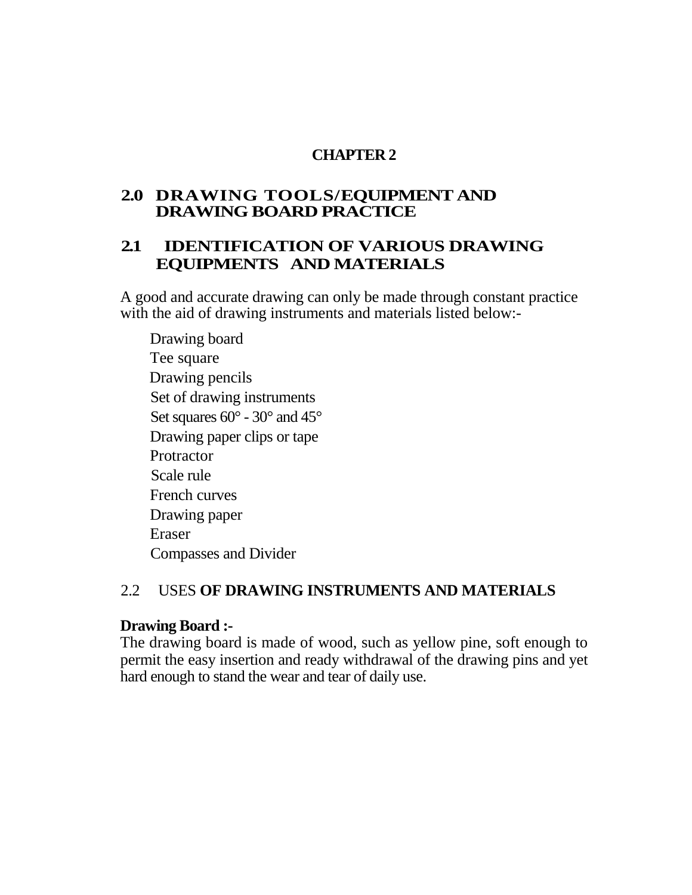# CHAPTER 2

## 2.0 DRAWING TOOLS/EQUIPMENT AND DRAWING BOARD PRACTICE

## 2.1 IDENTIFICATION OF VARIOUS DRAWING EQUIPMENTS AND MATERIALS

A good and accurate drawing can only be made through constant practice with the aid of drawing instruments and materials listed below:-

- Drawing board
- Tee square
- Drawing pencils
- Set of drawing instruments
- Set squares 60° - 30° and 45°
- Drawing paper clips or tape
- Protractor
- Scale rule
- French curves
- Drawing paper
- Eraser
- Compasses and Divider

## 2.2 USES **OF DRAWING INSTRUMENTS AND MATERIALS**

**Drawing Board :-**

The drawing board is made of wood, such as yellow pine, soft enough to permit the easy insertion and ready withdrawal of the drawing pins and yet hard enough to stand the wear and tear of daily use.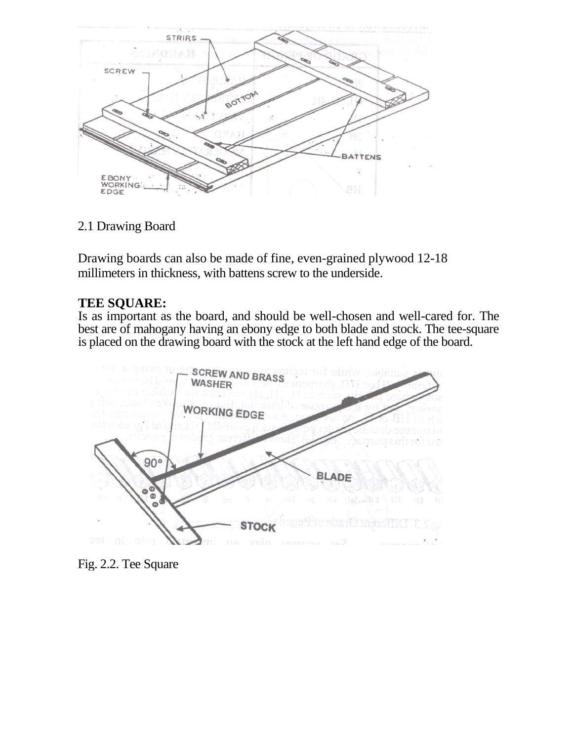2.1 Drawing Board

Drawing boards can also be made of fine, even-grained plywood 12-18 millimeters in thickness, with battens screw to the underside.

**TEE SQUARE:**
Is as important as the board, and should be well-chosen and well-cared for. The best are of mahogany having an ebony edge to both blade and stock. The tee-square is placed on the drawing board with the stock at the left hand edge of the board.

Fig. 2.2. Tee Square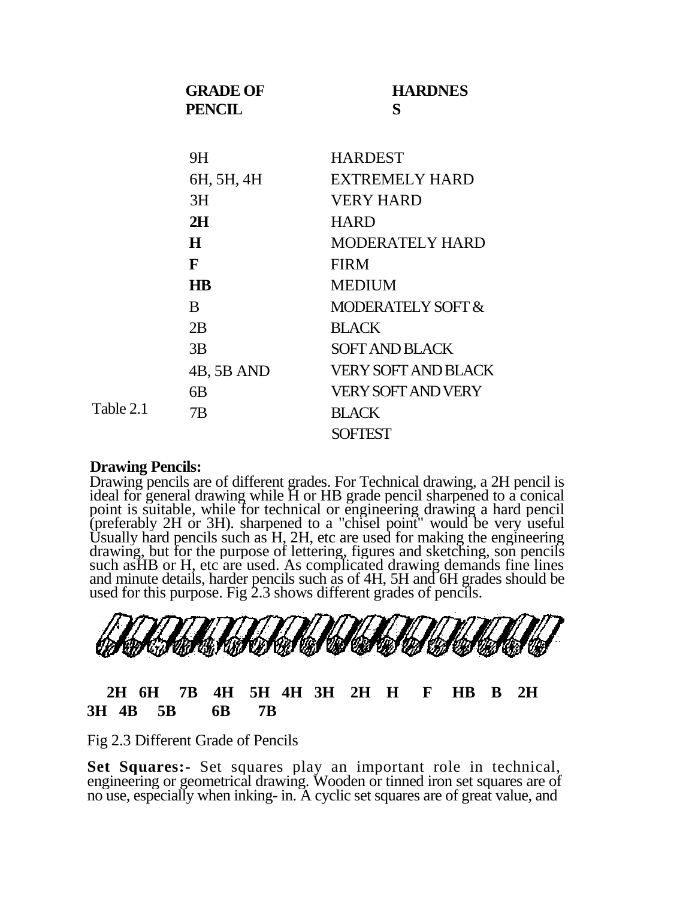| GRADE OF PENCIL | HARDNESS |
|---|---|
| 9H | HARDEST |
| 6H, 5H, 4H | EXTREMELY HARD |
| 3H | VERY HARD |
| **2H** | HARD |
| **H** | MODERATELY HARD |
| **F** | FIRM |
| **HB** | MEDIUM |
| B | MODERATELY SOFT & |
| 2B | BLACK |
| 3B | SOFT AND BLACK |
| 4B, 5B AND | VERY SOFT AND BLACK |
| 6B | VERY SOFT AND VERY |
| 7B | BLACK |
| | SOFTEST |

Table 2.1

**Drawing Pencils:**

Drawing pencils are of different grades. For Technical drawing, a 2H pencil is ideal for general drawing while H or HB grade pencil sharpened to a conical point is suitable, while for technical or engineering drawing a hard pencil (preferably 2H or 3H). sharpened to a "chisel point" would be very useful Usually hard pencils such as H, 2H, etc are used for making the engineering drawing, but for the purpose of lettering, figures and sketching, son pencils such asHB or H, etc are used. As complicated drawing demands fine lines and minute details, harder pencils such as of 4H, 5H and 6H grades should be used for this purpose. Fig 2.3 shows different grades of pencils.

**2H 6H 7B 4H 5H 4H 3H 2H H F HB B 2H 3H 4B 5B 6B 7B**

Fig 2.3 Different Grade of Pencils

**Set Squares:-** Set squares play an important role in technical, engineering or geometrical drawing. Wooden or tinned iron set squares are of no use, especially when inking- in. A cyclic set squares are of great value, and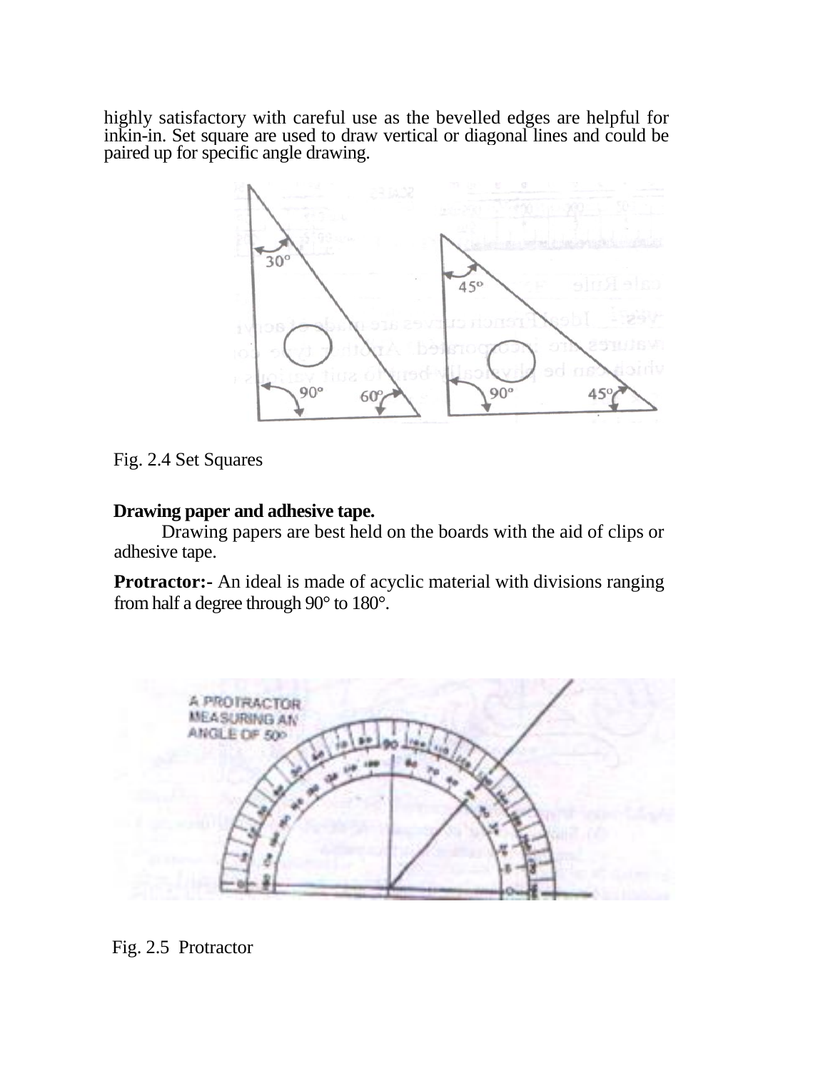highly satisfactory with careful use as the bevelled edges are helpful for inkin-in. Set square are used to draw vertical or diagonal lines and could be paired up for specific angle drawing.

Fig. 2.4 Set Squares

**Drawing paper and adhesive tape.**

Drawing papers are best held on the boards with the aid of clips or adhesive tape.

**Protractor:-** An ideal is made of acyclic material with divisions ranging from half a degree through 90° to 180°.

Fig. 2.5 Protractor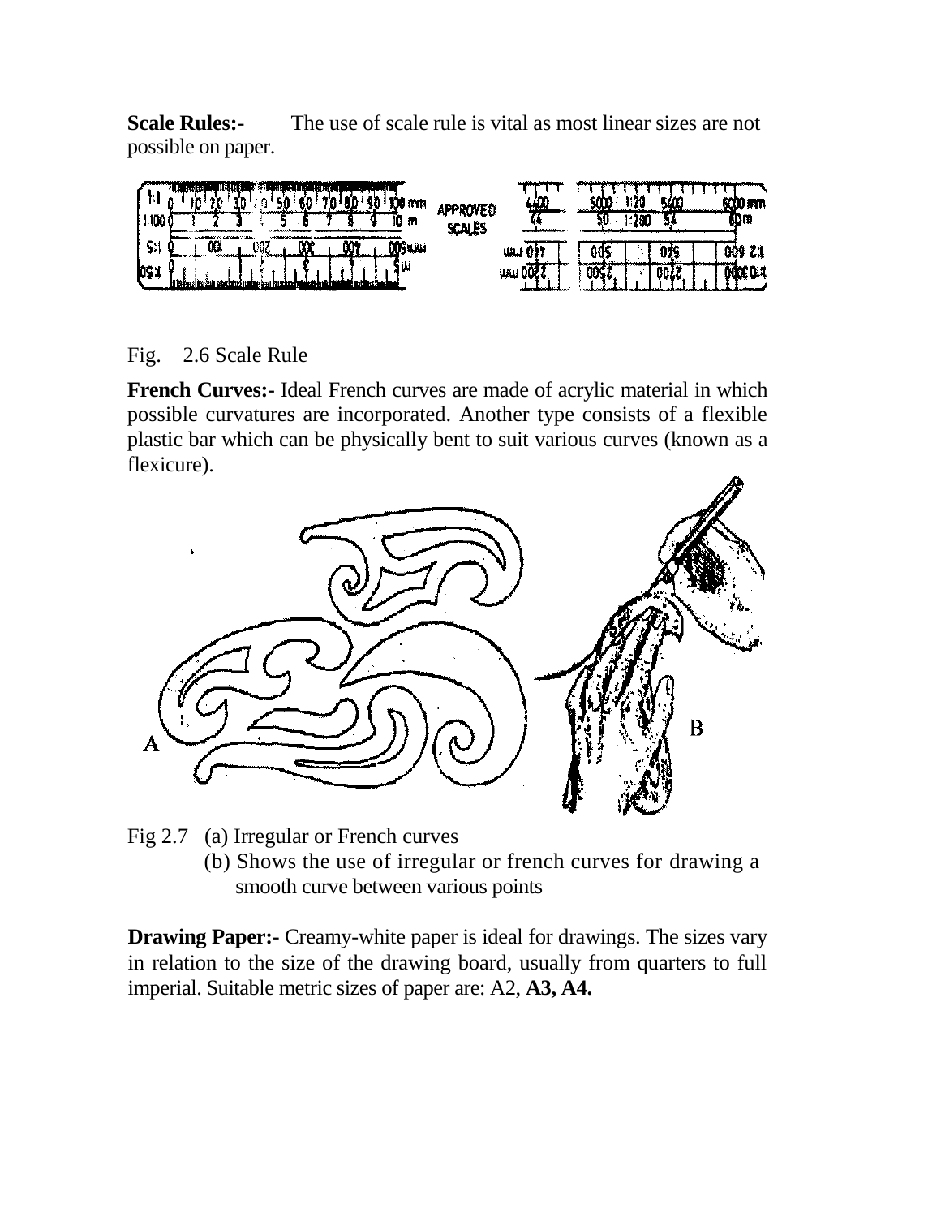**Scale Rules:-** The use of scale rule is vital as most linear sizes are not possible on paper.

Fig. 2.6 Scale Rule

**French Curves:-** Ideal French curves are made of acrylic material in which possible curvatures are incorporated. Another type consists of a flexible plastic bar which can be physically bent to suit various curves (known as a flexicure).

Fig 2.7 (a) Irregular or French curves
(b) Shows the use of irregular or french curves for drawing a smooth curve between various points

**Drawing Paper:-** Creamy-white paper is ideal for drawings. The sizes vary in relation to the size of the drawing board, usually from quarters to full imperial. Suitable metric sizes of paper are: A2, **A3, A4.**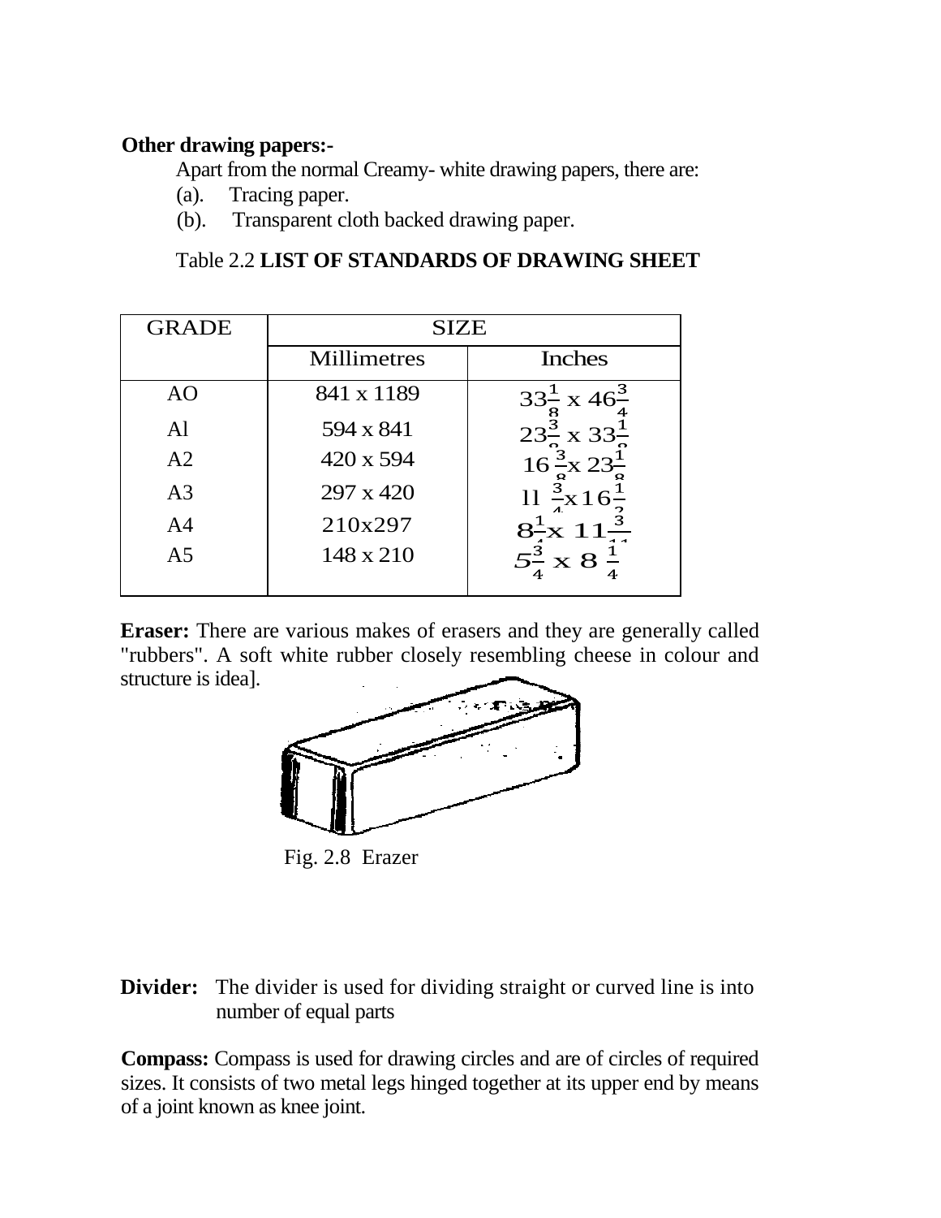**Other drawing papers:-**

Apart from the normal Creamy- white drawing papers, there are:

(a). Tracing paper.

(b). Transparent cloth backed drawing paper.

Table 2.2 **LIST OF STANDARDS OF DRAWING SHEET**

| GRADE | SIZE | |
|---|---|---|
| | Millimetres | Inches |
| AO | 841 x 1189 | $33\frac{1}{8} \times 46\frac{3}{4}$ |
| Al | 594 x 841 | $23\frac{3}{8} \times 33\frac{1}{8}$ |
| A2 | 420 x 594 | $16\frac{3}{8} \times 23\frac{1}{8}$ |
| A3 | 297 x 420 | $11\frac{3}{4} \times 16\frac{1}{2}$ |
| A4 | 210x297 | $8\frac{1}{4} \times 11\frac{3}{4}$ |
| A5 | 148 x 210 | $5\frac{3}{4} \times 8\frac{1}{4}$ |

**Eraser:** There are various makes of erasers and they are generally called "rubbers". A soft white rubber closely resembling cheese in colour and structure is idea].

Fig. 2.8 Erazer

**Divider:** The divider is used for dividing straight or curved line is into number of equal parts

**Compass:** Compass is used for drawing circles and are of circles of required sizes. It consists of two metal legs hinged together at its upper end by means of a joint known as knee joint.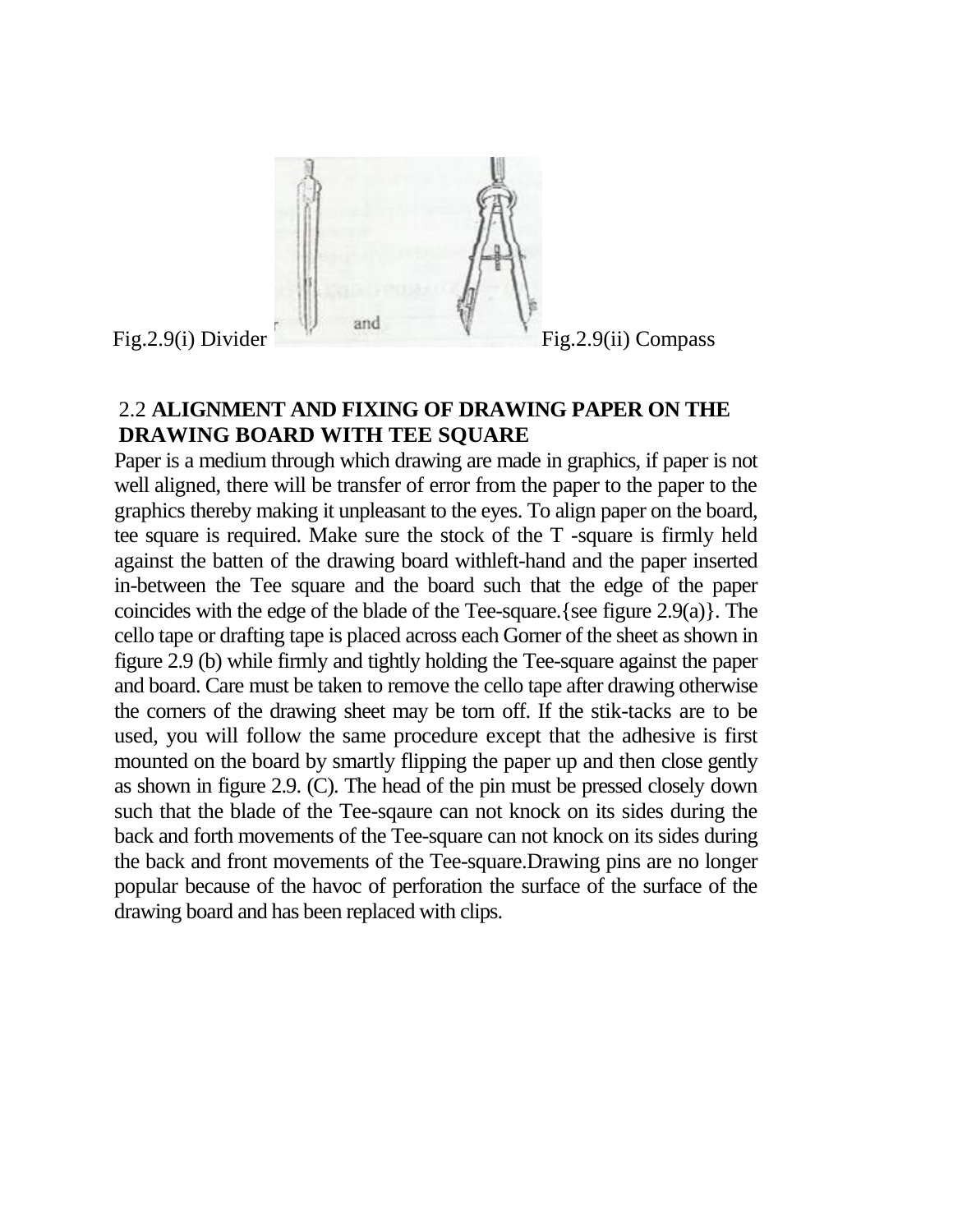Fig.2.9(i) Divider and Fig.2.9(ii) Compass

## 2.2 ALIGNMENT AND FIXING OF DRAWING PAPER ON THE DRAWING BOARD WITH TEE SQUARE

Paper is a medium through which drawing are made in graphics, if paper is not well aligned, there will be transfer of error from the paper to the paper to the graphics thereby making it unpleasant to the eyes. To align paper on the board, tee square is required. Make sure the stock of the T -square is firmly held against the batten of the drawing board withleft-hand and the paper inserted in-between the Tee square and the board such that the edge of the paper coincides with the edge of the blade of the Tee-square.{see figure 2.9(a)}. The cello tape or drafting tape is placed across each Gorner of the sheet as shown in figure 2.9 (b) while firmly and tightly holding the Tee-square against the paper and board. Care must be taken to remove the cello tape after drawing otherwise the corners of the drawing sheet may be torn off. If the stik-tacks are to be used, you will follow the same procedure except that the adhesive is first mounted on the board by smartly flipping the paper up and then close gently as shown in figure 2.9. (C). The head of the pin must be pressed closely down such that the blade of the Tee-sqaure can not knock on its sides during the back and forth movements of the Tee-square can not knock on its sides during the back and front movements of the Tee-square.Drawing pins are no longer popular because of the havoc of perforation the surface of the surface of the drawing board and has been replaced with clips.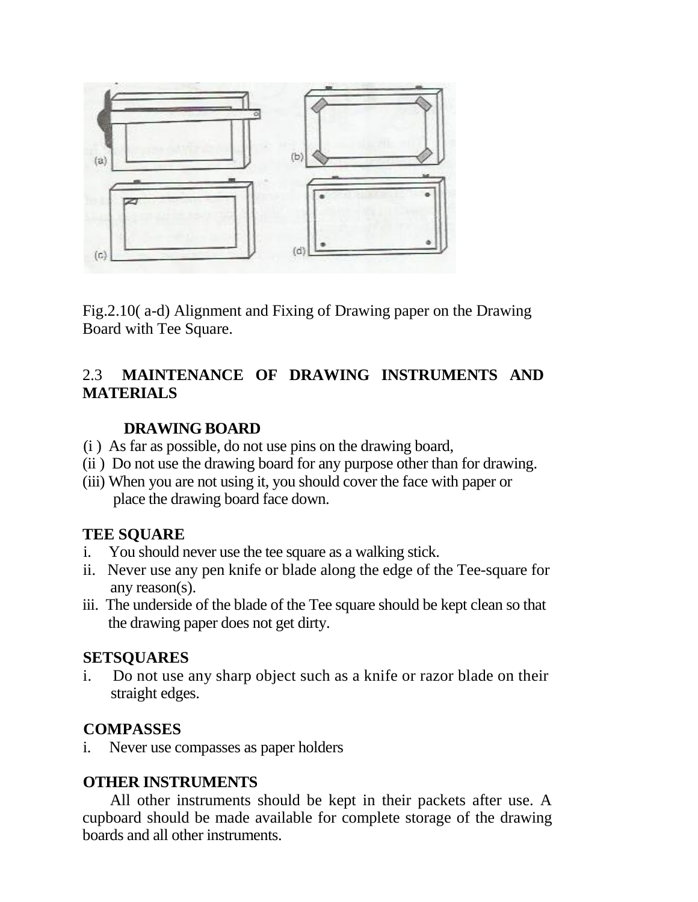(a) (b) (c) (d)

Fig.2.10( a-d) Alignment and Fixing of Drawing paper on the Drawing Board with Tee Square.

## 2.3 MAINTENANCE OF DRAWING INSTRUMENTS AND MATERIALS

### DRAWING BOARD

(i ) As far as possible, do not use pins on the drawing board,
(ii ) Do not use the drawing board for any purpose other than for drawing.
(iii) When you are not using it, you should cover the face with paper or place the drawing board face down.

### TEE SQUARE

i. You should never use the tee square as a walking stick.
ii. Never use any pen knife or blade along the edge of the Tee-square for any reason(s).
iii. The underside of the blade of the Tee square should be kept clean so that the drawing paper does not get dirty.

### SETSQUARES

i. Do not use any sharp object such as a knife or razor blade on their straight edges.

### COMPASSES

i. Never use compasses as paper holders

### OTHER INSTRUMENTS

All other instruments should be kept in their packets after use. A cupboard should be made available for complete storage of the drawing boards and all other instruments.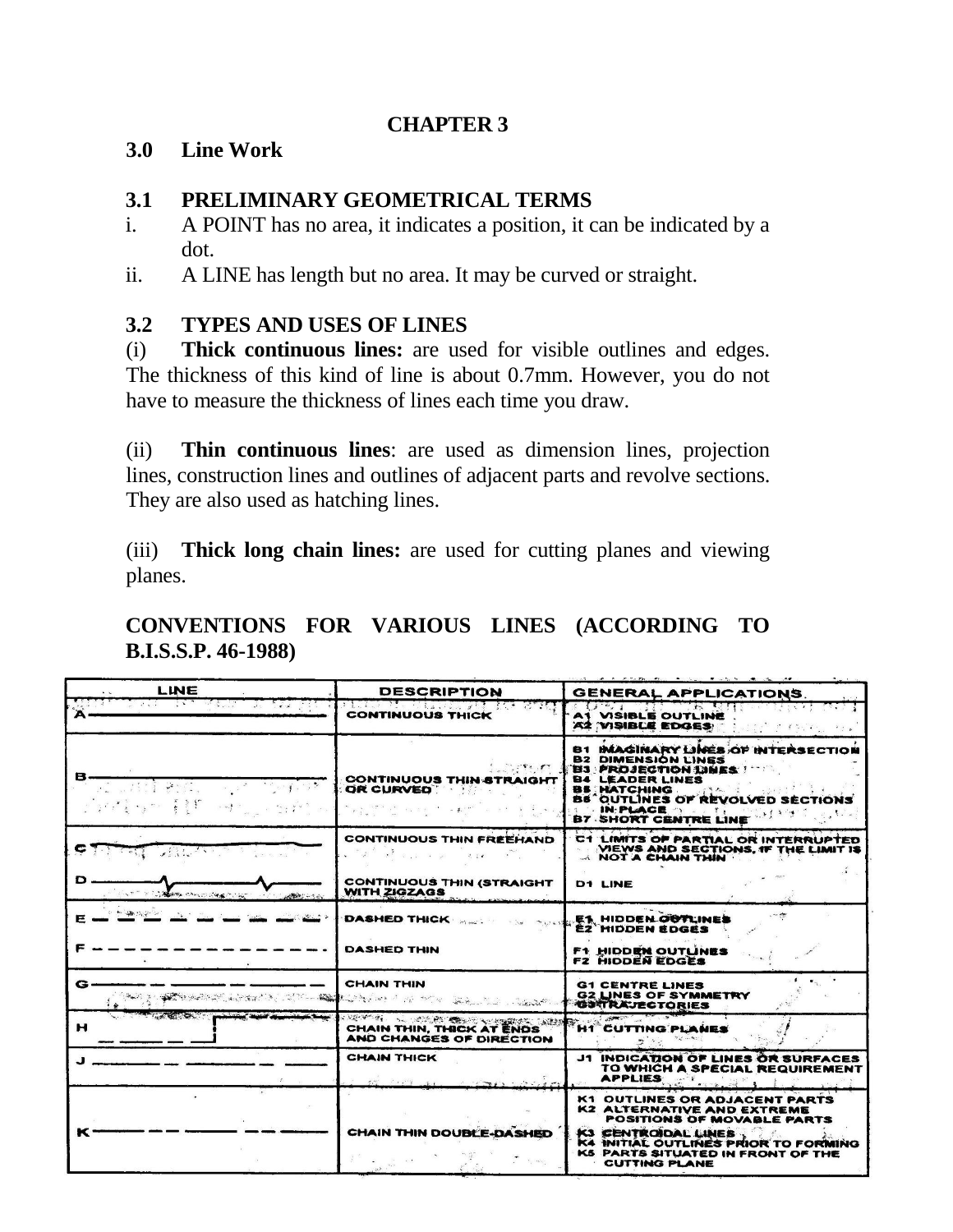# CHAPTER 3

## 3.0 Line Work

### 3.1 PRELIMINARY GEOMETRICAL TERMS

i. A POINT has no area, it indicates a position, it can be indicated by a dot.

ii. A LINE has length but no area. It may be curved or straight.

### 3.2 TYPES AND USES OF LINES

(i) **Thick continuous lines:** are used for visible outlines and edges. The thickness of this kind of line is about 0.7mm. However, you do not have to measure the thickness of lines each time you draw.

(ii) **Thin continuous lines**: are used as dimension lines, projection lines, construction lines and outlines of adjacent parts and revolve sections. They are also used as hatching lines.

(iii) **Thick long chain lines:** are used for cutting planes and viewing planes.

**CONVENTIONS FOR VARIOUS LINES (ACCORDING TO B.I.S.S.P. 46-1988)**

| LINE | DESCRIPTION | GENERAL APPLICATIONS |
|---|---|---|
| A | CONTINUOUS THICK | A1 VISIBLE OUTLINE<br>A2 VISIBLE EDGES |
| B | CONTINUOUS THIN STRAIGHT OR CURVED | B1 IMAGINARY LINES OF INTERSECTION<br>B2 DIMENSION LINES<br>B3 PROJECTION LINES<br>B4 LEADER LINES<br>B5 HATCHING<br>B6 OUTLINES OF REVOLVED SECTIONS IN PLACE<br>B7 SHORT CENTRE LINE |
| C | CONTINUOUS THIN FREEHAND | C1 LIMITS OF PARTIAL OR INTERRUPTED VIEWS AND SECTIONS, IF THE LIMIT IS NOT A CHAIN THIN |
| D | CONTINUOUS THIN (STRAIGHT WITH ZIGZAGS | D1 LINE |
| E | DASHED THICK | E1 HIDDEN OUTLINES<br>E2 HIDDEN EDGES |
| F | DASHED THIN | F1 HIDDEN OUTLINES<br>F2 HIDDEN EDGES |
| G | CHAIN THIN | G1 CENTRE LINES<br>G2 LINES OF SYMMETRY<br>G3 TRAJECTORIES |
| H | CHAIN THIN, THICK AT ENDS AND CHANGES OF DIRECTION | H1 CUTTING PLANES |
| J | CHAIN THICK | J1 INDICATION OF LINES OR SURFACES TO WHICH A SPECIAL REQUIREMENT APPLIES |
| K | CHAIN THIN DOUBLE-DASHED | K1 OUTLINES OR ADJACENT PARTS<br>K2 ALTERNATIVE AND EXTREME POSITIONS OF MOVABLE PARTS<br>K3 CENTROIDAL LINES<br>K4 INITIAL OUTLINES PRIOR TO FORMING<br>K5 PARTS SITUATED IN FRONT OF THE CUTTING PLANE |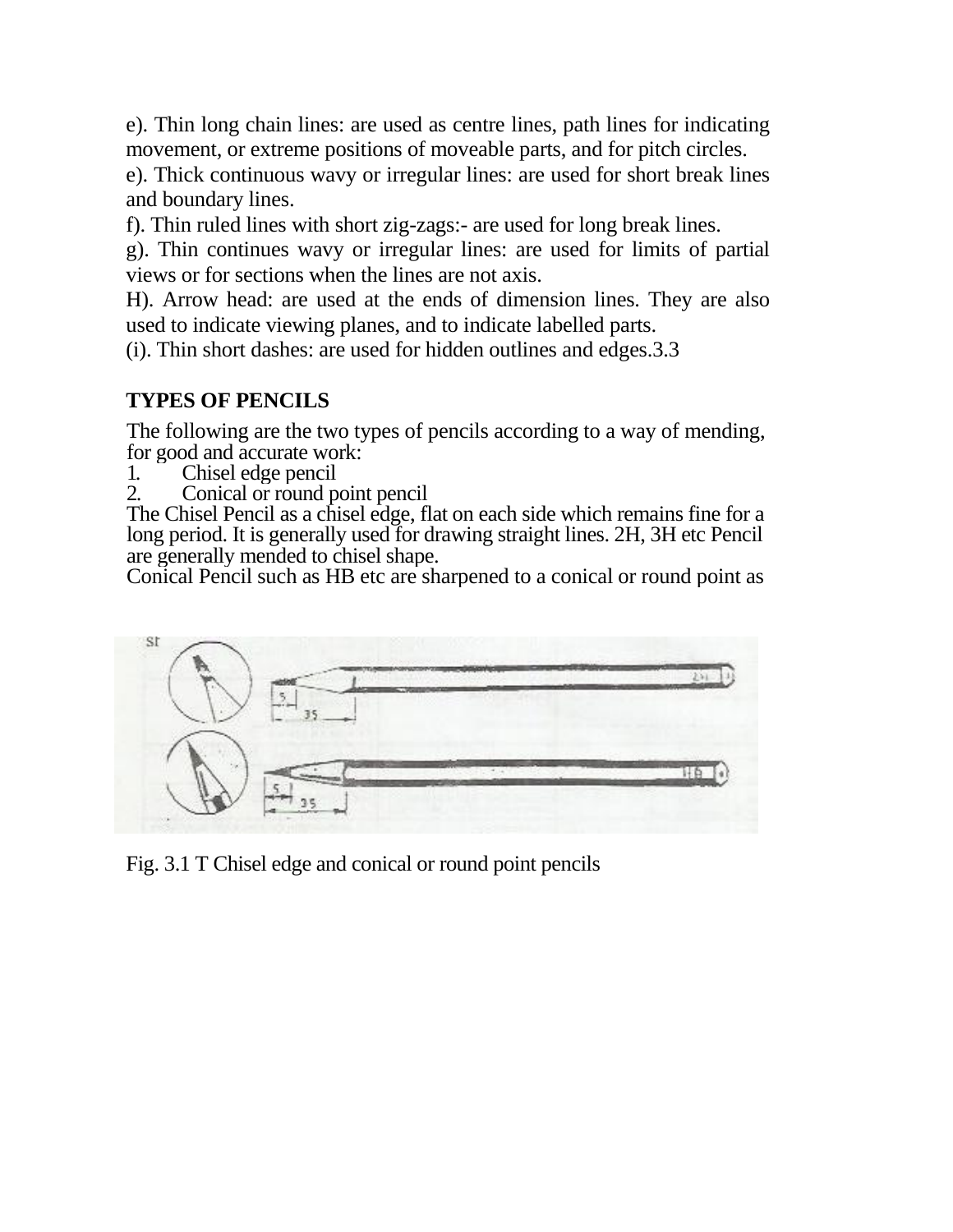e). Thin long chain lines: are used as centre lines, path lines for indicating movement, or extreme positions of moveable parts, and for pitch circles.

e). Thick continuous wavy or irregular lines: are used for short break lines and boundary lines.

f). Thin ruled lines with short zig-zags:- are used for long break lines.

g). Thin continues wavy or irregular lines: are used for limits of partial views or for sections when the lines are not axis.

H). Arrow head: are used at the ends of dimension lines. They are also used to indicate viewing planes, and to indicate labelled parts.

(i). Thin short dashes: are used for hidden outlines and edges.3.3

**TYPES OF PENCILS**

The following are the two types of pencils according to a way of mending, for good and accurate work:

1. Chisel edge pencil
2. Conical or round point pencil

The Chisel Pencil as a chisel edge, flat on each side which remains fine for a long period. It is generally used for drawing straight lines. 2H, 3H etc Pencil are generally mended to chisel shape.

Conical Pencil such as HB etc are sharpened to a conical or round point as

Fig. 3.1 T Chisel edge and conical or round point pencils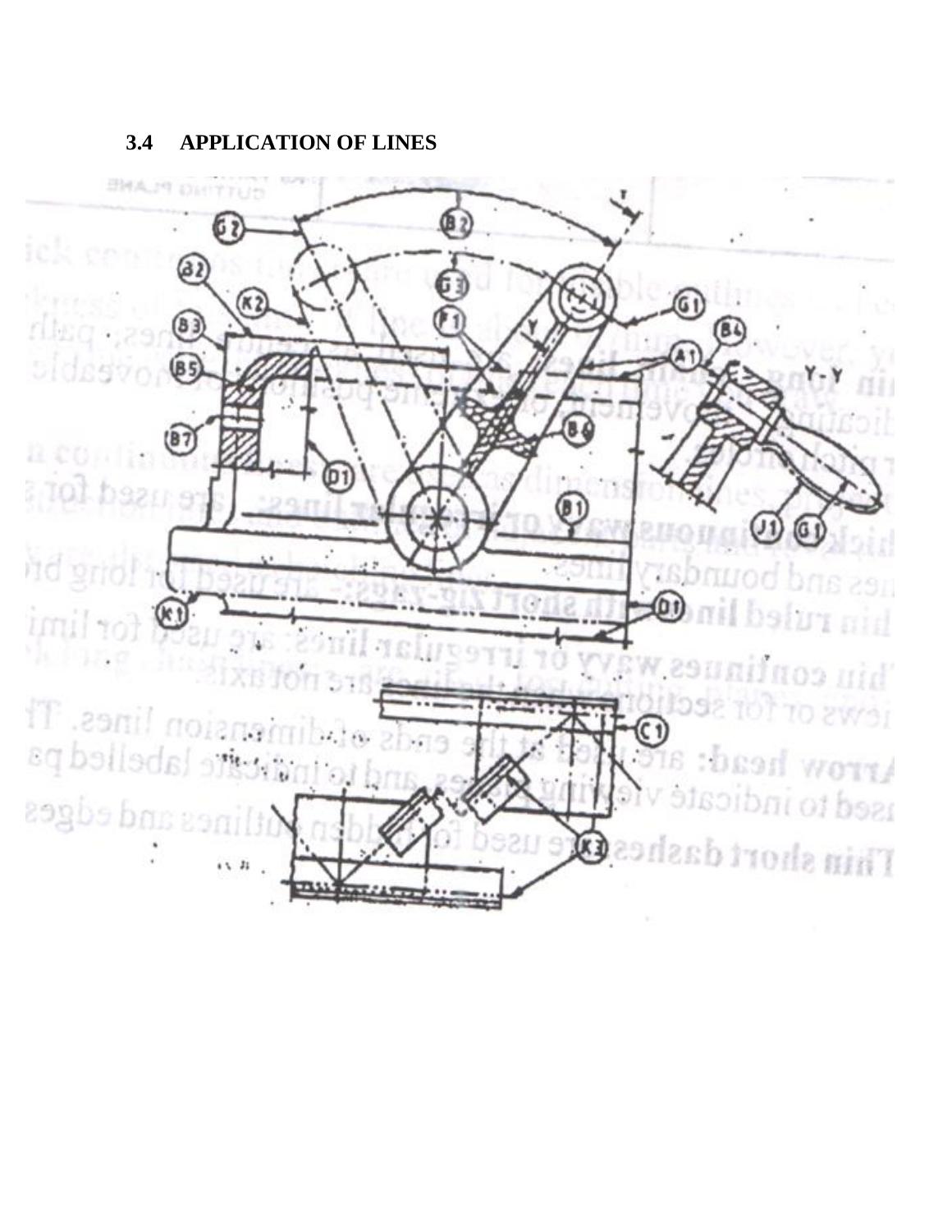## 3.4 APPLICATION OF LINES

G2
B2
G3
B3
K2
F1
G1
B4
A1
Y-Y
B5
B6
B7
D1
B1
J1
G1
K1
D1
C1
K3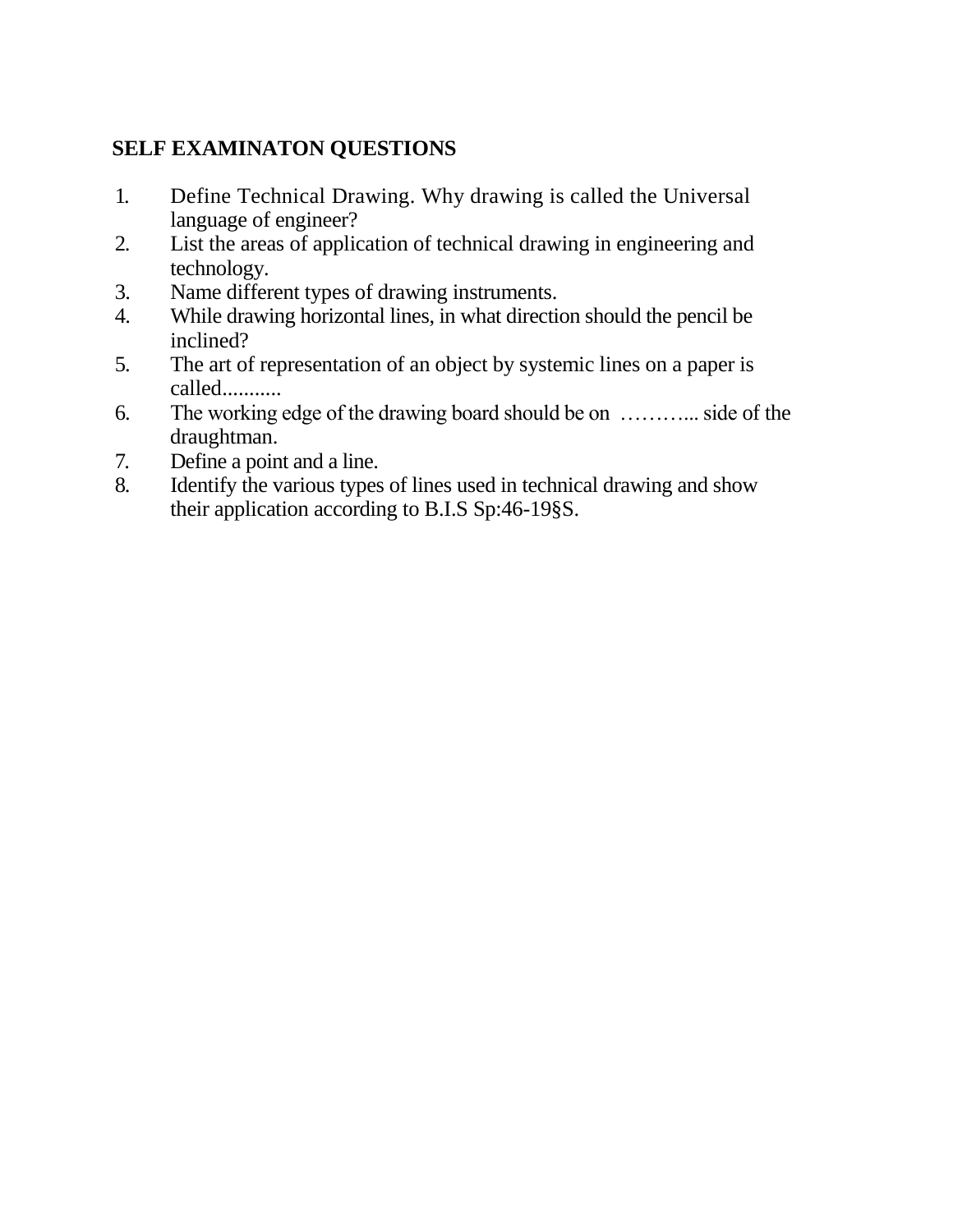**SELF EXAMINATON QUESTIONS**

1. Define Technical Drawing. Why drawing is called the Universal language of engineer?
2. List the areas of application of technical drawing in engineering and technology.
3. Name different types of drawing instruments.
4. While drawing horizontal lines, in what direction should the pencil be inclined?
5. The art of representation of an object by systemic lines on a paper is called...........
6. The working edge of the drawing board should be on ………... side of the draughtman.
7. Define a point and a line.
8. Identify the various types of lines used in technical drawing and show their application according to B.I.S Sp:46-19§S.